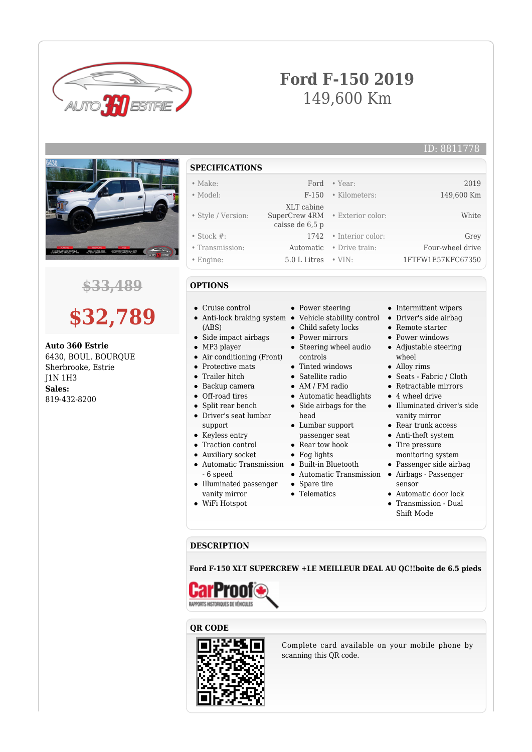# Ford F-150 2019

149,600 Km

ID: 8811778

~~$33,489~~

**$32,789**

**Auto 360 Estrie**
6430, BOUL. BOURQUE
Sherbrooke, Estrie
J1N 1H3
**Sales:**
819-432-8200

## SPECIFICATIONS

| | | | |
|---|---|---|---|
| • Make: | Ford | • Year: | 2019 |
| • Model: | F-150 | • Kilometers: | 149,600 Km |
| • Style / Version: | XLT cabine SuperCrew 4RM caisse de 6,5 p | • Exterior color: | White |
| • Stock #: | 1742 | • Interior color: | Grey |
| • Transmission: | Automatic | • Drive train: | Four-wheel drive |
| • Engine: | 5.0 L Litres | • VIN: | 1FTFW1E57KFC67350 |

## OPTIONS

- Cruise control
- Anti-lock braking system (ABS)
- Side impact airbags
- MP3 player
- Air conditioning (Front)
- Protective mats
- Trailer hitch
- Backup camera
- Off-road tires
- Split rear bench
- Driver's seat lumbar support
- Keyless entry
- Traction control
- Auxiliary socket
- Automatic Transmission - 6 speed
- Illuminated passenger vanity mirror
- WiFi Hotspot
- Power steering
- Vehicle stability control
- Child safety locks
- Power mirrors
- Steering wheel audio controls
- Tinted windows
- Satellite radio
- AM / FM radio
- Automatic headlights
- Side airbags for the head
- Lumbar support passenger seat
- Rear tow hook
- Fog lights
- Built-in Bluetooth
- Automatic Transmission
- Spare tire
- Telematics
- Intermittent wipers
- Driver's side airbag
- Remote starter
- Power windows
- Adjustable steering wheel
- Alloy rims
- Seats - Fabric / Cloth
- Retractable mirrors
- 4 wheel drive
- Illuminated driver's side vanity mirror
- Rear trunk access
- Anti-theft system
- Tire pressure monitoring system
- Passenger side airbag
- Airbags - Passenger sensor
- Automatic door lock
- Transmission - Dual Shift Mode

## DESCRIPTION

**Ford F-150 XLT SUPERCREW +LE MEILLEUR DEAL AU QC!!boite de 6.5 pieds**

CarProof
RAPPORTS HISTORIQUES DE VÉHICULES

## QR CODE

Complete card available on your mobile phone by scanning this QR code.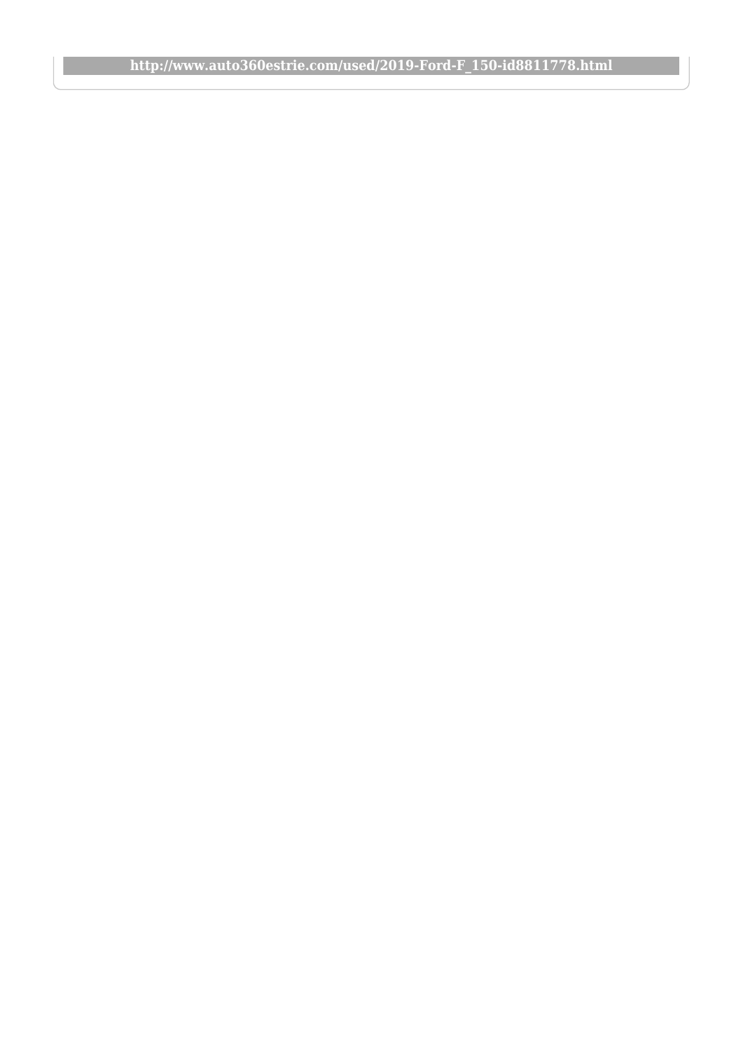http://www.auto360estrie.com/used/2019-Ford-F_150-id8811778.html